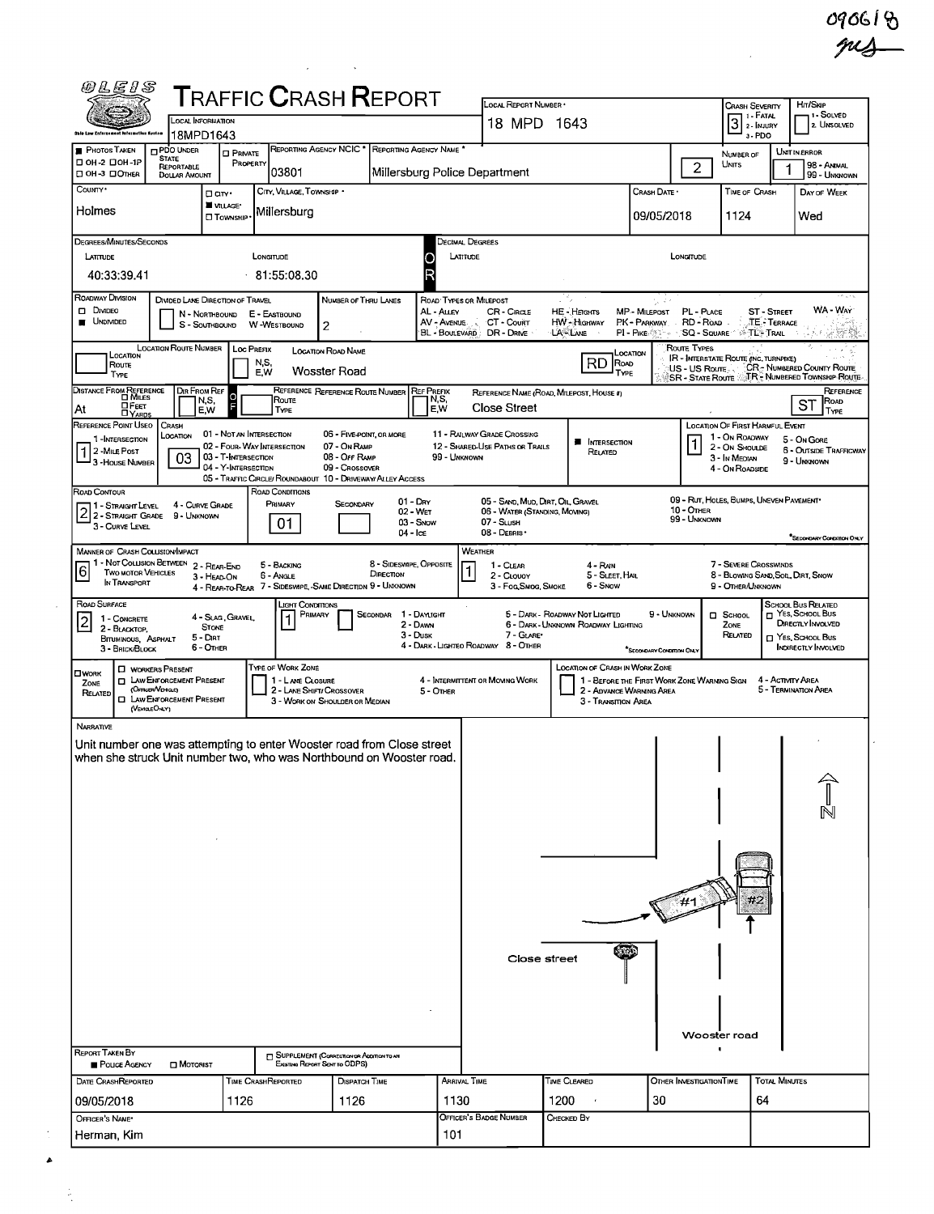0906181

# TRAFFIC CRASH REPORT

| Field | Value |
|---|---|
| Local Information | 18MPD1643 |
| Local Report Number | 18 MPD 1643 |
| Crash Severity | 3 (1 - Fatal, 2 - Injury, 3 - PDO) |
| Hit/Skip | 1 - Solved, 2. Unsolved |
| Reporting Agency NCIC | 03801 |
| Reporting Agency Name | Millersburg Police Department |
| Number of Units | 2 |
| Unit in Error | 1 (98 - Animal, 99 - Unknown) |
| County | Holmes |
| City, Village, Township | Village: Millersburg |
| Crash Date | 09/05/2018 |
| Time of Crash | 1124 |
| Day of Week | Wed |
| Latitude | 40:33:39.41 |
| Longitude | 81:55:08.30 |
| Roadway Division | Undivided |
| Number of Thru Lanes | 2 |
| Location Road Name | Wooster Road |
| Location Road Type | RD |
| Distance From Reference | At |
| Reference Name | Close Street |
| Reference Road Type | ST |
| Reference Point Used | 1 - Intersection |
| Crash Location | 03 - T-Intersection |
| Intersection Related | Yes |
| Location of First Harmful Event | 1 - On Roadway |
| Road Contour | 2 - Straight Grade |
| Road Conditions (Primary) | 01 - Dry |
| Manner of Crash Collision/Impact | 6 - Angle |
| Weather | 1 - Clear |
| Road Surface | 2 - Blacktop, Bituminous, Asphalt |
| Light Conditions (Primary) | 1 - Daylight |

## Narrative

Unit number one was attempting to enter Wooster road from Close street when she struck Unit number two, who was Northbound on Wooster road.

Diagram labels: #1, #2, Close street, STOP, Wooster road, N

| Field | Value |
|---|---|
| Report Taken By | Police Agency |
| Date Crash Reported | 09/05/2018 |
| Time Crash Reported | 1126 |
| Dispatch Time | 1126 |
| Arrival Time | 1130 |
| Time Cleared | 1200 |
| Other Investigation Time | 30 |
| Total Minutes | 64 |
| Officer's Name | Herman, Kim |
| Officer's Badge Number | 101 |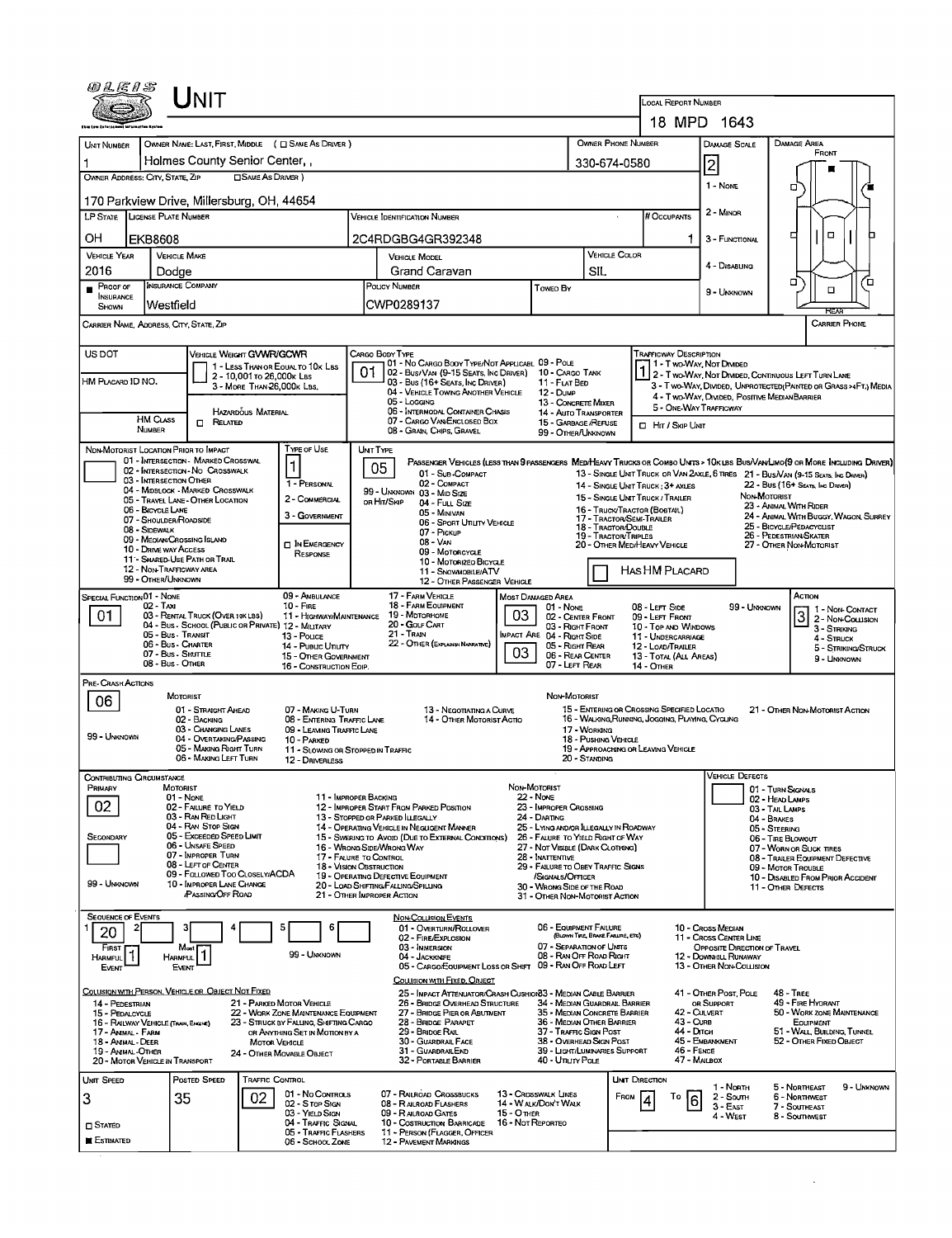# UNIT

**LOCAL REPORT NUMBER:** 18 MPD 1643

| UNIT NUMBER | OWNER NAME: LAST, FIRST, MIDDLE (☐ SAME AS DRIVER) | OWNER PHONE NUMBER | DAMAGE SCALE | DAMAGE AREA |
|---|---|---|---|---|
| 1 | Holmes County Senior Center, , | 330-674-0580 | 2 | FRONT |

**OWNER ADDRESS: CITY, STATE, ZIP** (☐ SAME AS DRIVER): 170 Parkview Drive, Millersburg, OH, 44654

| LP STATE | LICENSE PLATE NUMBER | VEHICLE IDENTIFICATION NUMBER | # OCCUPANTS |
|---|---|---|---|
| OH | EKB8608 | 2C4RDGBG4GR392348 | 1 |

| VEHICLE YEAR | VEHICLE MAKE | VEHICLE MODEL | VEHICLE COLOR |
|---|---|---|---|
| 2016 | Dodge | Grand Caravan | SIL |

| PROOF OF INSURANCE SHOWN | INSURANCE COMPANY | POLICY NUMBER | TOWED BY |
|---|---|---|---|
| ■ | Westfield | CWP0289137 | |

Damage Scale: 1 - NONE; 2 - MINOR; 3 - FUNCTIONAL; 4 - DISABLING; 9 - UNKNOWN

CARRIER NAME, ADDRESS, CITY, STATE, ZIP | CARRIER PHONE

US DOT | VEHICLE WEIGHT GVWR/GCWR: 1 - LESS THAN OR EQUAL TO 10K LBS; 2 - 10,001 TO 26,000K LBS; 3 - MORE THAN 26,000K LBS.

HM PLACARD ID NO. | HM CLASS NUMBER | ☐ HAZARDOUS MATERIAL RELATED

**CARGO BODY TYPE:** 01
01 - NO CARGO BODY TYPE/NOT APPLICABLE; 02 - BUS/VAN (9-15 SEATS, INC DRIVER); 03 - BUS (16+ SEATS, INC DRIVER); 04 - VEHICLE TOWING ANOTHER VEHICLE; 05 - LOGGING; 06 - INTERMODAL CONTAINER CHASIS; 07 - CARGO VAN/ENCLOSED BOX; 08 - GRAIN, CHIPS, GRAVEL; 09 - POLE; 10 - CARGO TANK; 11 - FLAT BED; 12 - DUMP; 13 - CONCRETE MIXER; 14 - AUTO TRANSPORTER; 15 - GARBAGE/REFUSE; 99 - OTHER/UNKNOWN

**TRAFFICWAY DESCRIPTION:** 1
1 - TWO-WAY, NOT DIVIDED; 2 - TWO-WAY, NOT DIVIDED, CONTINUOUS LEFT TURN LANE; 3 - TWO-WAY, DIVIDED, UNPROTECTED(PAINTED OR GRASS >4FT.) MEDIA; 4 - TWO-WAY, DIVIDED, POSITIVE MEDIAN BARRIER; 5 - ONE-WAY TRAFFICWAY
☐ HIT / SKIP UNIT

**NON-MOTORIST LOCATION PRIOR TO IMPACT:** 01 - INTERSECTION - MARKED CROSSWAL; 02 - INTERSECTION - NO CROSSWALK; 03 - INTERSECTION OTHER; 04 - MIDBLOCK - MARKED CROSSWALK; 05 - TRAVEL LANE - OTHER LOCATION; 06 - BICYCLE LANE; 07 - SHOULDER/ROADSIDE; 08 - SIDEWALK; 09 - MEDIAN/CROSSING ISLAND; 10 - DRIVE WAY ACCESS; 11 - SHARED-USE PATH OR TRAIL; 12 - NON-TRAFFICWAY AREA; 99 - OTHER/UNKNOWN

**TYPE OF USE:** 1
1 - PERSONAL; 2 - COMMERCIAL; 3 - GOVERNMENT; ☐ IN EMERGENCY RESPONSE

**UNIT TYPE:** 05
PASSENGER VEHICLES (LESS THAN 9 PASSENGERS): 01 - SUB-COMPACT; 02 - COMPACT; 99 - UNKNOWN 03 - MID SIZE; OR HIT/SKIP 04 - FULL SIZE; 05 - MINIVAN; 06 - SPORT UTILITY VEHICLE; 07 - PICKUP; 08 - VAN; 09 - MOTORCYCLE; 10 - MOTORIZED BICYCLE; 11 - SNOWMOBILE/ATV; 12 - OTHER PASSENGER VEHICLE
MED/HEAVY TRUCKS OR COMBO UNITS > 10K LBS: 13 - SINGLE UNIT TRUCK OR VAN 2AXLE, 6 TIRES; 14 - SINGLE UNIT TRUCK; 3+ AXLES; 15 - SINGLE UNIT TRUCK / TRAILER; 16 - TRUCK/TRACTOR (BOBTAIL); 17 - TRACTOR/SEMI-TRAILER; 18 - TRACTOR/DOUBLE; 19 - TRACTOR/TRIPLES; 20 - OTHER MED/HEAVY VEHICLE
BUS/VAN/LIMO (9 OR MORE INCLUDING DRIVER): 21 - BUS/VAN (9-15 SEATS, INC DRIVER); 22 - BUS (16+ SEATS, INC DRIVER)
NON-MOTORIST: 23 - ANIMAL WITH RIDER; 24 - ANIMAL WITH BUGGY, WAGON, SURREY; 25 - BICYCLE/PEDACYCLIST; 26 - PEDESTRIAN/SKATER; 27 - OTHER NON-MOTORIST
☐ HAS HM PLACARD

**SPECIAL FUNCTION:** 01
01 - NONE; 02 - TAXI; 03 - RENTAL TRUCK (OVER 10K LBS); 04 - BUS - SCHOOL (PUBLIC OR PRIVATE); 05 - BUS - TRANSIT; 06 - BUS - CHARTER; 07 - BUS - SHUTTLE; 08 - BUS - OTHER; 09 - AMBULANCE; 10 - FIRE; 11 - HIGHWAY/MAINTENANCE; 12 - MILITARY; 13 - POLICE; 14 - PUBLIC UTILITY; 15 - OTHER GOVERNMENT; 16 - CONSTRUCTION EQIP.; 17 - FARM VEHICLE; 18 - FARM EQUIPMENT; 19 - MOTORHOME; 20 - GOLF CART; 21 - TRAIN; 22 - OTHER (EXPLAIN IN NARRATIVE)

**MOST DAMAGED AREA:** 03
**IMPACT ARE:** 03
01 - NONE; 02 - CENTER FRONT; 03 - RIGHT FRONT; 04 - RIGHT SIDE; 05 - RIGHT REAR; 06 - REAR CENTER; 07 - LEFT REAR; 08 - LEFT SIDE; 09 - LEFT FRONT; 10 - TOP AND WINDOWS; 11 - UNDERCARRIAGE; 12 - LOAD/TRAILER; 13 - TOTAL (ALL AREAS); 14 - OTHER; 99 - UNKNOWN

**ACTION:** 3
1 - NON-CONTACT; 2 - NON-COLLISION; 3 - STRIKING; 4 - STRUCK; 5 - STRIKING/STRUCK; 9 - UNKNOWN

**PRE-CRASH ACTIONS:** 06
MOTORIST: 01 - STRAIGHT AHEAD; 02 - BACKING; 03 - CHANGING LANES; 04 - OVERTAKING/PASSING; 05 - MAKING RIGHT TURN; 06 - MAKING LEFT TURN; 07 - MAKING U-TURN; 08 - ENTERING TRAFFIC LANE; 09 - LEAVING TRAFFIC LANE; 10 - PARKED; 11 - SLOWING OR STOPPED IN TRAFFIC; 12 - DRIVERLESS; 13 - NEGOTIATING A CURVE; 14 - OTHER MOTORIST ACTIO; 99 - UNKNOWN
NON-MOTORIST: 15 - ENTERING OR CROSSING SPECIFIED LOCATIO; 16 - WALKING,RUNNING, JOGGING, PLAYING, CYCLING; 17 - WORKING; 18 - PUSHING VEHICLE; 19 - APPROACHING OR LEAVING VEHICLE; 20 - STANDING; 21 - OTHER NON-MOTORIST ACTION

**CONTRIBUTING CIRCUMSTANCE**
PRIMARY: 02
SECONDARY:
MOTORIST: 01 - NONE; 02 - FAILURE TO YIELD; 03 - RAN RED LIGHT; 04 - RAN STOP SIGN; 05 - EXCEEDED SPEED LIMIT; 06 - UNSAFE SPEED; 07 - IMPROPER TURN; 08 - LEFT OF CENTER; 09 - FOLLOWED TOO CLOSELY/ACDA; 10 - IMPROPER LANE CHANGE /PASSING/OFF ROAD; 11 - IMPROPER BACKING; 12 - IMPROPER START FROM PARKED POSITION; 13 - STOPPED OR PARKED ILLEGALLY; 14 - OPERATING VEHICLE IN NEGLIGENT MANNER; 15 - SWERING TO AVOID (DUE TO EXTERNAL CONDITIONS); 16 - WRONG SIDE/WRONG WAY; 17 - FAILURE TO CONTROL; 18 - VISION OBSTRUCTION; 19 - OPERATING DEFECTIVE EQUIPMENT; 20 - LOAD SHIFTING/FALLING/SPILLING; 21 - OTHER IMPROPER ACTION; 99 - UNKNOWN
NON-MOTORIST: 22 - NONE; 23 - IMPROPER CROSSING; 24 - DARTING; 25 - LYING AND/OR ILLEGALLY IN ROADWAY; 26 - FALURE TO YIELD RIGHT OF WAY; 27 - NOT VISIBLE (DARK CLOTHING); 28 - INATTENTIVE; 29 - FAILURE TO OBEY TRAFFIC SIGNS /SIGNALS/OFFICER; 30 - WRONG SIDE OF THE ROAD; 31 - OTHER NON-MOTORIST ACTION

**VEHICLE DEFECTS:** 01 - TURN SIGNALS; 02 - HEAD LAMPS; 03 - TAIL LAMPS; 04 - BRAKES; 05 - STEERING; 06 - TIRE BLOWOUT; 07 - WORN OR SLICK TIRES; 08 - TRAILER EQUIPMENT DEFECTIVE; 09 - MOTOR TROUBLE; 10 - DISABLED FROM PRIOR ACCIDENT; 11 - OTHER DEFECTS

**SEQUENCE OF EVENTS**

| 1 | 2 | 3 | 4 | 5 | 6 |
|---|---|---|---|---|---|
| 20 | | | | | |

FIRST HARMFUL EVENT: 1 | MOST HARMFUL EVENT: 1 | 99 - UNKNOWN

NON-COLLISION EVENTS: 01 - OVERTURN/ROLLOVER; 02 - FIRE/EXPLOSION; 03 - IMMERSION; 04 - JACKKNIFE; 05 - CARGO/EQUIPMENT LOSS OR SHIFT; 06 - EQUIPMENT FAILURE (BLOWN TIRE, BRAKE FAILURE, ETC); 07 - SEPARATION OF UNITS; 08 - RAN OFF ROAD RIGHT; 09 - RAN OFF ROAD LEFT; 10 - CROSS MEDIAN; 11 - CROSS CENTER LINE OPPOSITE DIRECTION OF TRAVEL; 12 - DOWNHILL RUNAWAY; 13 - OTHER NON-COLLISION

COLLISION WITH PERSON, VEHICLE OR OBJECT NOT FIXED: 14 - PEDESTRIAN; 15 - PEDALCYCLE; 16 - RAILWAY VEHICLE (TRAIN, ENGINE); 17 - ANIMAL - FARM; 18 - ANIMAL - DEER; 19 - ANIMAL -OTHER; 20 - MOTOR VEHICLE IN TRANSPORT; 21 - PARKED MOTOR VEHICLE; 22 - WORK ZONE MAINTENANCE EQUIPMENT; 23 - STRUCK BY FALLING, SHIFTING CARGO OR ANYTHING SET IN MOTION BY A MOTOR VEHICLE; 24 - OTHER MOVABLE OBJECT

COLLISION WITH FIXED, OBJECT: 25 - IMPACT ATTENUATOR/CRASH CUSHION; 26 - BRIDGE OVERHEAD STRUCTURE; 27 - BRIDGE PIER OR ABUTMENT; 28 - BRIDGE PARAPET; 29 - BRIDGE RAIL; 30 - GUARDRAIL FACE; 31 - GUARDRAILEND; 32 - PORTABLE BARRIER; 33 - MEDIAN CABLE BARRIER; 34 - MEDIAN GUARDRAIL BARRIER; 35 - MEDIAN CONCRETE BARRIER; 36 - MEDIAN OTHER BARRIER; 37 - TRAFFIC SIGN POST; 38 - OVERHEAD SIGN POST; 39 - LIGHT/LUMINARIES SUPPORT; 40 - UTILITY POLE; 41 - OTHER POST, POLE OR SUPPORT; 42 - CULVERT; 43 - CURB; 44 - DITCH; 45 - EMBANKMENT; 46 - FENCE; 47 - MAILBOX; 48 - TREE; 49 - FIRE HYDRANT; 50 - WORK ZONE MAINTENANCE EQUIPMENT; 51 - WALL, BUILDING, TUNNEL; 52 - OTHER FIXED OBJECT

| UNIT SPEED | POSTED SPEED | TRAFFIC CONTROL | UNIT DIRECTION |
|---|---|---|---|
| 3 | 35 | 02 | FROM 4 TO 6 |

☐ STATED
■ ESTIMATED

TRAFFIC CONTROL: 01 - NO CONTROLS; 02 - STOP SIGN; 03 - YIELD SIGN; 04 - TRAFFIC SIGNAL; 05 - TRAFFIC FLASHERS; 06 - SCHOOL ZONE; 07 - RAILROAD CROSSBUCKS; 08 - RAILROAD FLASHERS; 09 - RAILROAD GATES; 10 - COSTRUCTION BARRICADE; 11 - PERSON (FLAGGER, OFFICER); 12 - PAVEMENT MARKINGS; 13 - CROSSWALK LINES; 14 - WALK/DON'T WALK; 15 - OTHER; 16 - NOT REPORTED

UNIT DIRECTION: 1 - NORTH; 2 - SOUTH; 3 - EAST; 4 - WEST; 5 - NORTHEAST; 6 - NORTHWEST; 7 - SOUTHEAST; 8 - SOUTHWEST; 9 - UNKNOWN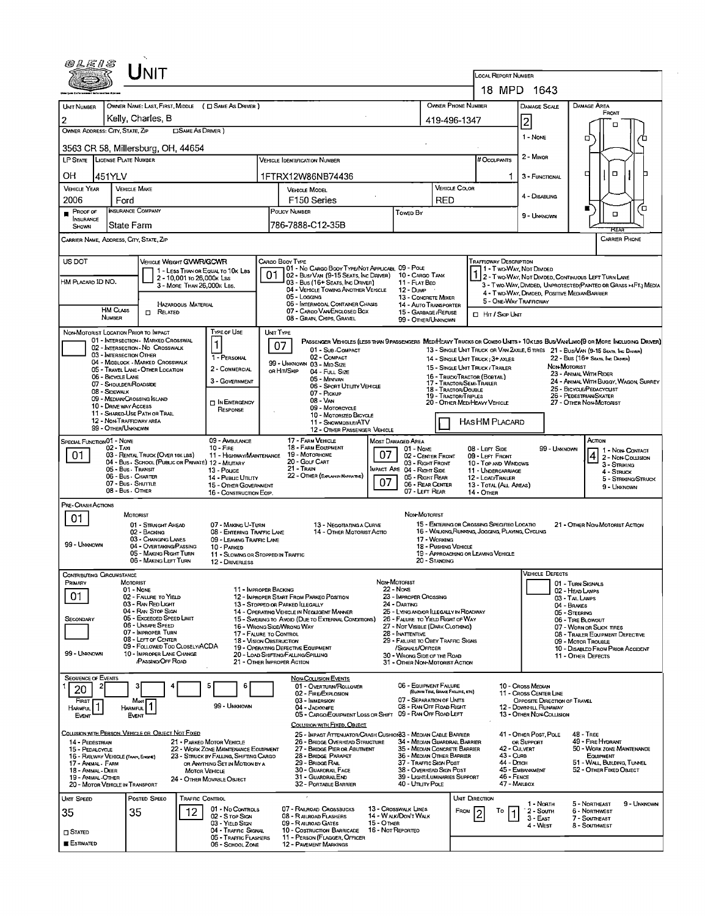# UNIT

**LOCAL REPORT NUMBER:** 18 MPD 1643

| UNIT NUMBER | OWNER NAME: LAST, FIRST, MIDDLE ( ☐ SAME AS DRIVER ) | OWNER PHONE NUMBER | DAMAGE SCALE | DAMAGE AREA |
|---|---|---|---|---|
| 2 | Kelly, Charles, B | 419-496-1347 | 2 | |

OWNER ADDRESS: CITY, STATE, ZIP ☐ SAME AS DRIVER )
3563 CR 58, Millersburg, OH, 44654

DAMAGE SCALE: 1 - NONE, 2 - MINOR, 3 - FUNCTIONAL, 4 - DISABLING, 9 - UNKNOWN

| LP STATE | LICENSE PLATE NUMBER | VEHICLE IDENTIFICATION NUMBER | # OCCUPANTS |
|---|---|---|---|
| OH | 451YLV | 1FTRX12W86NB74436 | 1 |

| VEHICLE YEAR | VEHICLE MAKE | VEHICLE MODEL | VEHICLE COLOR |
|---|---|---|---|
| 2006 | Ford | F150 Series | RED |

| PROOF OF INSURANCE SHOWN | INSURANCE COMPANY | POLICY NUMBER | TOWED BY |
|---|---|---|---|
| ■ | State Farm | 786-7888-C12-35B | |

CARRIER NAME, ADDRESS, CITY, STATE, ZIP — CARRIER PHONE

US DOT —
HM PLACARD ID NO. —
HM CLASS NUMBER — ☐ HAZARDOUS MATERIAL RELATED

VEHICLE WEIGHT GVWR/GCWR: 1 - LESS THAN OR EQUAL TO 10K LBS; 2 - 10,001 TO 26,000K LBS; 3 - MORE THAN 26,000K LBS.

CARGO BODY TYPE: **01** — 01 - NO CARGO BODY TYPE/NOT APPLICABL; 02 - BUS/VAN (9-15 SEATS, INC DRIVER); 03 - BUS (16+ SEATS, INC DRIVER); 04 - VEHICLE TOWING ANOTHER VEHICLE; 05 - LOGGING; 06 - INTERMODAL CONTAINER CHASIS; 07 - CARGO VAN/ENCLOSED BOX; 08 - GRAIN, CHIPS, GRAVEL; 09 - POLE; 10 - CARGO TANK; 11 - FLAT BED; 12 - DUMP; 13 - CONCRETE MIXER; 14 - AUTO TRANSPORTER; 15 - GARBAGE /REFUSE; 99 - OTHER/UNKNOWN

TRAFFICWAY DESCRIPTION: **1** — 1 - TWO-WAY, NOT DIVIDED; 2 - TWO-WAY, NOT DIVIDED, CONTINUOUS LEFT TURN LANE; 3 - TWO-WAY, DIVIDED, UNPROTECTED(PAINTED OR GRASS >4FT.) MEDIA; 4 - TWO-WAY, DIVIDED, POSITIVE MEDIAN BARRIER; 5 - ONE-WAY TRAFFICWAY
☐ HIT / SKIP UNIT

NON-MOTORIST LOCATION PRIOR TO IMPACT: 01 - INTERSECTION - MARKED CROSSWAL; 02 - INTERSECTION - NO CROSSWALK; 03 - INTERSECTION OTHER; 04 - MIDBLOCK - MARKED CROSSWALK; 05 - TRAVEL LANE - OTHER LOCATION; 06 - BICYCLE LANE; 07 - SHOULDER/ROADSIDE; 08 - SIDEWALK; 09 - MEDIAN/CROSSING ISLAND; 10 - DRIVE WAY ACCESS; 11 - SHARED-USE PATH OR TRAIL; 12 - NON-TRAFFICWAY AREA; 99 - OTHER/UNKNOWN

TYPE OF USE: **1** — 1 - PERSONAL; 2 - COMMERCIAL; 3 - GOVERNMENT; ☐ IN EMERGENCY RESPONSE

UNIT TYPE: **07** — PASSENGER VEHICLES (LESS THAN 9 PASSENGERS MED/HEAVY TRUCKS OR COMBO UNITS > 10K LBS BUS/VAN/LIMO (9 OR MORE INCLUDING DRIVER): 01 - SUB-COMPACT; 02 - COMPACT; 99 - UNKNOWN 03 - MID SIZE; OR HIT/SKIP 04 - FULL SIZE; 05 - MINIVAN; 06 - SPORT UTILITY VEHICLE; 07 - PICKUP; 08 - VAN; 09 - MOTORCYCLE; 10 - MOTORIZED BICYCLE; 11 - SNOWMOBILE/ATV; 12 - OTHER PASSENGER VEHICLE; 13 - SINGLE UNIT TRUCK OR VAN 2AXLE, 6 TIRES; 14 - SINGLE UNIT TRUCK; 3+ AXLES; 15 - SINGLE UNIT TRUCK / TRAILER; 16 - TRUCK/TRACTOR (BOBTAIL); 17 - TRACTOR/SEMI-TRAILER; 18 - TRACTOR/DOUBLE; 19 - TRACTOR/TRIPLES; 20 - OTHER MED/HEAVY VEHICLE; 21 - BUS/VAN (9-15 SEATS, INC DRIVER); 22 - BUS (16+ SEATS, INC DRIVER); NON-MOTORIST: 23 - ANIMAL WITH RIDER; 24 - ANIMAL WITH BUGGY, WAGON, SURREY; 25 - BICYCLE/PEDACYCLIST; 26 - PEDESTRIAN/SKATER; 27 - OTHER NON-MOTORIST
☐ HAS HM PLACARD

SPECIAL FUNCTION: **01** — 01 - NONE; 02 - TAXI; 03 - RENTAL TRUCK (OVER 10K LBS); 04 - BUS - SCHOOL (PUBLIC OR PRIVATE); 05 - BUS - TRANSIT; 06 - BUS - CHARTER; 07 - BUS - SHUTTLE; 08 - BUS - OTHER; 09 - AMBULANCE; 10 - FIRE; 11 - HIGHWAY/MAINTENANCE; 12 - MILITARY; 13 - POLICE; 14 - PUBLIC UTILITY; 15 - OTHER GOVERNMENT; 16 - CONSTRUCTION EQIP.; 17 - FARM VEHICLE; 18 - FARM EQUIPMENT; 19 - MOTORHOME; 20 - GOLF CART; 21 - TRAIN; 22 - OTHER (EXPLAIN IN NARRATIVE)

MOST DAMAGED AREA: **07**; IMPACT ARE: **07** — 01 - NONE; 02 - CENTER FRONT; 03 - RIGHT FRONT; 04 - RIGHT SIDE; 05 - RIGHT REAR; 06 - REAR CENTER; 07 - LEFT REAR; 08 - LEFT SIDE; 09 - LEFT FRONT; 10 - TOP AND WINDOWS; 11 - UNDERCARRIAGE; 12 - LOAD/TRAILER; 13 - TOTAL (ALL AREAS); 14 - OTHER; 99 - UNKNOWN

ACTION: **4** — 1 - NON-CONTACT; 2 - NON-COLLISION; 3 - STRIKING; 4 - STRUCK; 5 - STRIKING/STRUCK; 9 - UNKNOWN

PRE-CRASH ACTIONS: **01** — MOTORIST: 01 - STRAIGHT AHEAD; 02 - BACKING; 03 - CHANGING LANES; 04 - OVERTAKING/PASSING; 05 - MAKING RIGHT TURN; 06 - MAKING LEFT TURN; 07 - MAKING U-TURN; 08 - ENTERING TRAFFIC LANE; 09 - LEAVING TRAFFIC LANE; 10 - PARKED; 11 - SLOWING OR STOPPED IN TRAFFIC; 12 - DRIVERLESS; 13 - NEGOTIATING A CURVE; 14 - OTHER MOTORIST ACTIO; 99 - UNKNOWN. NON-MOTORIST: 15 - ENTERING OR CROSSING SPECIFIED LOCATIO; 16 - WALKING, RUNNING, JOGGING, PLAYING, CYCLING; 17 - WORKING; 18 - PUSHING VEHICLE; 19 - APPROACHING OR LEAVING VEHICLE; 20 - STANDING; 21 - OTHER NON-MOTORIST ACTION

CONTRIBUTING CIRCUMSTANCE: PRIMARY **01**; SECONDARY —
MOTORIST: 01 - NONE; 02 - FAILURE TO YIELD; 03 - RAN RED LIGHT; 04 - RAN STOP SIGN; 05 - EXCEEDED SPEED LIMIT; 06 - UNSAFE SPEED; 07 - IMPROPER TURN; 08 - LEFT OF CENTER; 09 - FOLLOWED TOO CLOSELY/ACDA; 10 - IMPROPER LANE CHANGE /PASSING/OFF ROAD; 11 - IMPROPER BACKING; 12 - IMPROPER START FROM PARKED POSITION; 13 - STOPPED OR PARKED ILLEGALLY; 14 - OPERATING VEHICLE IN NEGLIGENT MANNER; 15 - SWERING TO AVOID (DUE TO EXTERNAL CONDITIONS); 16 - WRONG SIDE/WRONG WAY; 17 - FAILURE TO CONTROL; 18 - VISION OBSTRUCTION; 19 - OPERATING DEFECTIVE EQUIPMENT; 20 - LOAD SHIFTING/FALLING/SPILLING; 21 - OTHER IMPROPER ACTION; 99 - UNKNOWN
NON-MOTORIST: 22 - NONE; 23 - IMPROPER CROSSING; 24 - DARTING; 25 - LYING AND/OR ILLEGALLY IN ROADWAY; 26 - FAILURE TO YIELD RIGHT OF WAY; 27 - NOT VISIBLE (DARK CLOTHING); 28 - INATTENTIVE; 29 - FAILURE TO OBEY TRAFFIC SIGNS /SIGNALS/OFFICER; 30 - WRONG SIDE OF THE ROAD; 31 - OTHER NON-MOTORIST ACTION

VEHICLE DEFECTS: 01 - TURN SIGNALS; 02 - HEAD LAMPS; 03 - TAIL LAMPS; 04 - BRAKES; 05 - STEERING; 06 - TIRE BLOWOUT; 07 - WORN OR SLICK TIRES; 08 - TRAILER EQUIPMENT DEFECTIVE; 09 - MOTOR TROUBLE; 10 - DISABLED FROM PRIOR ACCIDENT; 11 - OTHER DEFECTS

SEQUENCE OF EVENTS: 1: **20**; 2; 3; 4; 5; 6; FIRST HARMFUL EVENT: **1**; MOST HARMFUL EVENT: **1**; 99 - UNKNOWN

NON-COLLISION EVENTS: 01 - OVERTURN/ROLLOVER; 02 - FIRE/EXPLOSION; 03 - IMMERSION; 04 - JACKKNIFE; 05 - CARGO/EQUIPMENT LOSS OR SHIFT; 06 - EQUIPMENT FAILURE (BLOWN TIRE, BRAKE FAILURE, ETC); 07 - SEPARATION OF UNITS; 08 - RAN OFF ROAD RIGHT; 09 - RAN OFF ROAD LEFT; 10 - CROSS MEDIAN; 11 - CROSS CENTER LINE OPPOSITE DIRECTION OF TRAVEL; 12 - DOWNHILL RUNAWAY; 13 - OTHER NON-COLLISION

COLLISION WITH PERSON, VEHICLE OR OBJECT NOT FIXED: 14 - PEDESTRIAN; 15 - PEDALCYCLE; 16 - RAILWAY VEHICLE (TRAIN, ENGINE); 17 - ANIMAL - FARM; 18 - ANIMAL - DEER; 19 - ANIMAL - OTHER; 20 - MOTOR VEHICLE IN TRANSPORT; 21 - PARKED MOTOR VEHICLE; 22 - WORK ZONE MAINTENANCE EQUIPMENT; 23 - STRUCK BY FALLING, SHIFTING CARGO OR ANYTHING SET IN MOTION BY A MOTOR VEHICLE; 24 - OTHER MOVABLE OBJECT

COLLISION WITH FIXED, OBJECT: 25 - IMPACT ATTENUATOR/CRASH CUSHION; 26 - BRIDGE OVERHEAD STRUCTURE; 27 - BRIDGE PIER OR ABUTMENT; 28 - BRIDGE PARAPET; 29 - BRIDGE RAIL; 30 - GUARDRAIL FACE; 31 - GUARDRAIL END; 32 - PORTABLE BARRIER; 33 - MEDIAN CABLE BARRIER; 34 - MEDIAN GUARDRAIL BARRIER; 35 - MEDIAN CONCRETE BARRIER; 36 - MEDIAN OTHER BARRIER; 37 - TRAFFIC SIGN POST; 38 - OVERHEAD SIGN POST; 39 - LIGHT/LUMINARIES SUPPORT; 40 - UTILITY POLE; 41 - OTHER POST, POLE OR SUPPORT; 42 - CULVERT; 43 - CURB; 44 - DITCH; 45 - EMBANKMENT; 46 - FENCE; 47 - MAILBOX; 48 - TREE; 49 - FIRE HYDRANT; 50 - WORK ZONE MAINTENANCE EQUIPMENT; 51 - WALL, BUILDING, TUNNEL; 52 - OTHER FIXED OBJECT

| UNIT SPEED | POSTED SPEED | TRAFFIC CONTROL | UNIT DIRECTION |
|---|---|---|---|
| 35 | 35 | 12 | FROM 2 TO 1 |

☐ STATED ■ ESTIMATED

TRAFFIC CONTROL: 01 - NO CONTROLS; 02 - STOP SIGN; 03 - YIELD SIGN; 04 - TRAFFIC SIGNAL; 05 - TRAFFIC FLASHERS; 06 - SCHOOL ZONE; 07 - RAILROAD CROSSBUCKS; 08 - RAILROAD FLASHERS; 09 - RAILROAD GATES; 10 - CONSTRUCTION BARRICADE; 11 - PERSON (FLAGGER, OFFICER); 12 - PAVEMENT MARKINGS; 13 - CROSSWALK LINES; 14 - WALK/DON'T WALK; 15 - OTHER; 16 - NOT REPORTED

UNIT DIRECTION: 1 - NORTH; 2 - SOUTH; 3 - EAST; 4 - WEST; 5 - NORTHEAST; 6 - NORTHWEST; 7 - SOUTHEAST; 8 - SOUTHWEST; 9 - UNKNOWN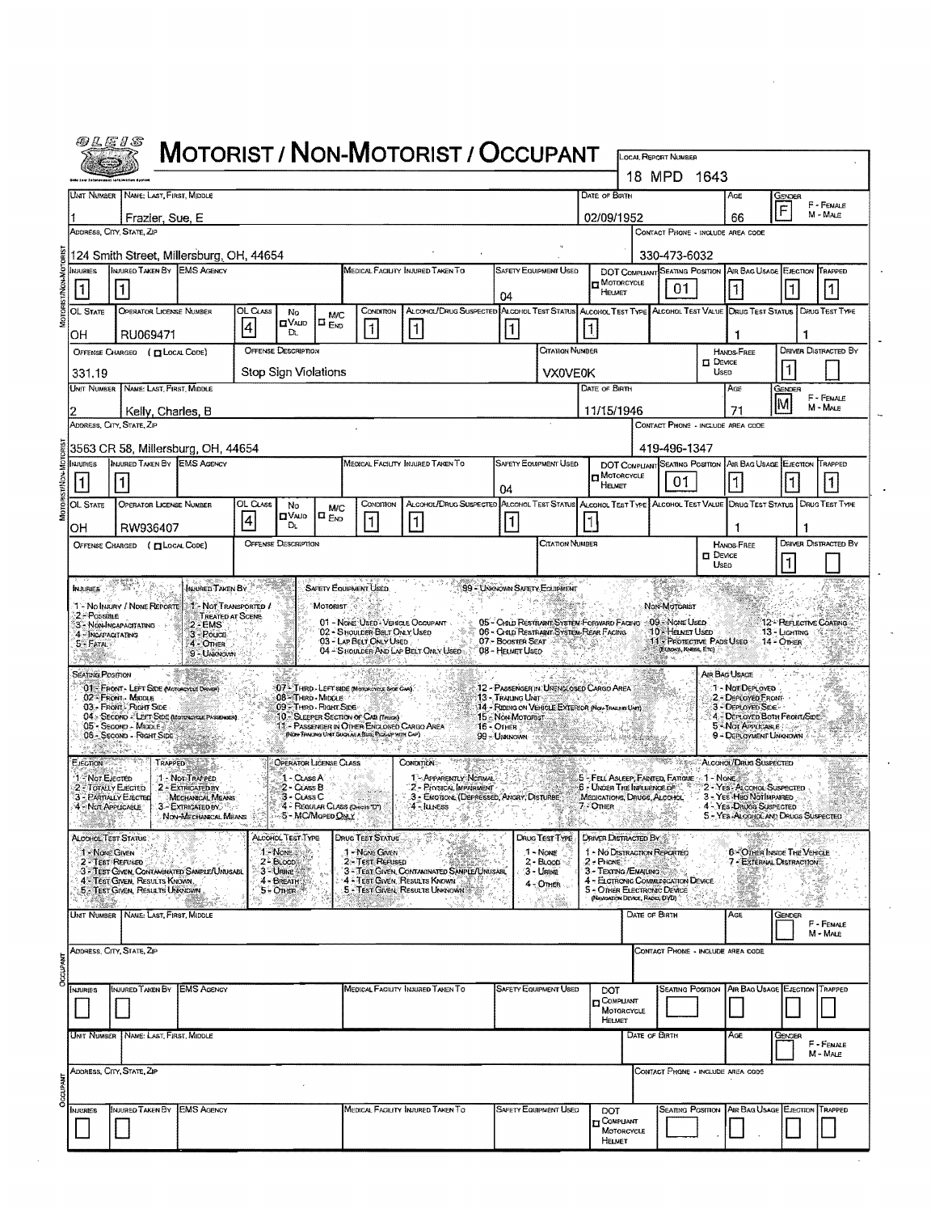# MOTORIST / NON-MOTORIST / OCCUPANT

OLEIS — Ohio Law Enforcement Information System

**Local Report Number:** 18 MPD 1643

## Motorist/Non-Motorist

| Unit Number | Name: Last, First, Middle | Date of Birth | Age | Gender |
|---|---|---|---|---|
| 1 | Frazier, Sue, E | 02/09/1952 | 66 | F |

F - Female, M - Male

| Address, City, State, Zip | Contact Phone - Include Area Code |
|---|---|
| 124 Smith Street, Millersburg, OH, 44654 | 330-473-6032 |

| Injuries | Injured Taken By | EMS Agency | Medical Facility Injured Taken To | Safety Equipment Used | DOT Compliant Motorcycle Helmet | Seating Position | Air Bag Usage | Ejection | Trapped |
|---|---|---|---|---|---|---|---|---|---|
| 1 | 1 | | | 04 | | 01 | 1 | 1 | 1 |

| OL State | Operator License Number | OL Class | No Valid DL | M/C End | Condition | Alcohol/Drug Suspected | Alcohol Test Status | Alcohol Test Type | Alcohol Test Value | Drug Test Status | Drug Test Type |
|---|---|---|---|---|---|---|---|---|---|---|---|
| OH | RU069471 | 4 | | | 1 | 1 | 1 | 1 | | 1 | 1 |

| Offense Charged (Local Code) | Offense Description | Citation Number | Hands-Free Device Used | Driver Distracted By |
|---|---|---|---|---|
| 331.19 | Stop Sign Violations | VX0VE0K | | 1 |

| Unit Number | Name: Last, First, Middle | Date of Birth | Age | Gender |
|---|---|---|---|---|
| 2 | Kelly, Charles, B | 11/15/1946 | 71 | M |

F - Female, M - Male

| Address, City, State, Zip | Contact Phone - Include Area Code |
|---|---|
| 3563 CR 58, Millersburg, OH, 44654 | 419-496-1347 |

| Injuries | Injured Taken By | EMS Agency | Medical Facility Injured Taken To | Safety Equipment Used | DOT Compliant Motorcycle Helmet | Seating Position | Air Bag Usage | Ejection | Trapped |
|---|---|---|---|---|---|---|---|---|---|
| 1 | 1 | | | 04 | | 01 | 1 | 1 | 1 |

| OL State | Operator License Number | OL Class | No Valid DL | M/C End | Condition | Alcohol/Drug Suspected | Alcohol Test Status | Alcohol Test Type | Alcohol Test Value | Drug Test Status | Drug Test Type |
|---|---|---|---|---|---|---|---|---|---|---|---|
| OH | RW936407 | 4 | | | 1 | 1 | 1 | 1 | | 1 | 1 |

| Offense Charged (Local Code) | Offense Description | Citation Number | Hands-Free Device Used | Driver Distracted By |
|---|---|---|---|---|
| | | | | 1 |

## Codes

**Injuries:** 1 - No Injury / None Reported; 2 - Possible; 3 - Non-Incapacitating; 4 - Incapacitating; 5 - Fatal

**Injured Taken By:** 1 - Not Transported / Treated at Scene; 2 - EMS; 3 - Police; 4 - Other; 9 - Unknown

**Safety Equipment Used:** 99 - Unknown Safety Equipment
- Motorist: 01 - None Used - Vehicle Occupant; 02 - Shoulder Belt Only Used; 03 - Lap Belt Only Used; 04 - Shoulder and Lap Belt Only Used; 05 - Child Restraint System-Forward Facing; 06 - Child Restraint System-Rear Facing; 07 - Booster Seat; 08 - Helmet Used
- Non-Motorist: 09 - None Used; 10 - Helmet Used; 11 - Protective Pads Used (Elbows, Knees, Etc); 12 - Reflective Coating; 13 - Lighting; 14 - Other

**Seating Position:** 01 - Front - Left Side (Motorcycle Driver); 02 - Front - Middle; 03 - Front - Right Side; 04 - Second - Left Side (Motorcycle Passenger); 05 - Second - Middle; 06 - Second - Right Side; 07 - Third - Left Side (Motorcycle Side Car); 08 - Third - Middle; 09 - Third - Right Side; 10 - Sleeper Section of Cab (Truck); 11 - Passenger in Other Enclosed Cargo Area (Non-Trailing Unit Such as a Bus, Pickup with Cap); 12 - Passenger in Unenclosed Cargo Area; 13 - Trailing Unit; 14 - Riding on Vehicle Exterior (Non-Trailing Unit); 15 - Non-Motorist; 16 - Other; 99 - Unknown

**Air Bag Usage:** 1 - Not Deployed; 2 - Deployed Front; 3 - Deployed Side; 4 - Deployed Both Front/Side; 5 - Not Applicable; 9 - Deployment Unknown

**Ejection:** 1 - Not Ejected; 2 - Totally Ejected; 3 - Partially Ejected; 4 - Not Applicable

**Trapped:** 1 - Not Trapped; 2 - Extricated by Mechanical Means; 3 - Extricated by Non-Mechanical Means

**Operator License Class:** 1 - Class A; 2 - Class B; 3 - Class C; 4 - Regular Class (Ohio is "D"); 5 - M/C Moped Only

**Condition:** 1 - Apparently Normal; 2 - Physical Impairment; 3 - Emotional (Depressed, Angry, Disturbed); 4 - Illness; 5 - Fell Asleep, Fainted, Fatigue; 6 - Under the Influence of Medications, Drugs, Alcohol; 7 - Other

**Alcohol/Drug Suspected:** 1 - None; 2 - Yes - Alcohol Suspected; 3 - Yes - HBD Not Impaired; 4 - Yes - Drugs Suspected; 5 - Yes - Alcohol and Drugs Suspected

**Alcohol Test Status:** 1 - None Given; 2 - Test Refused; 3 - Test Given, Contaminated Sample/Unusable; 4 - Test Given, Results Known; 5 - Test Given, Results Unknown

**Alcohol Test Type:** 1 - None; 2 - Blood; 3 - Urine; 4 - Breath; 5 - Other

**Drug Test Status:** 1 - None Given; 2 - Test Refused; 3 - Test Given, Contaminated Sample/Unusable; 4 - Test Given, Results Known; 5 - Test Given, Results Unknown

**Drug Test Type:** 1 - None; 2 - Blood; 3 - Urine; 4 - Other

**Driver Distracted By:** 1 - No Distraction Reported; 2 - Phone; 3 - Texting/Emailing; 4 - Electronic Communication Device; 5 - Other Electronic Device (Navigation Device, Radio, DVD); 6 - Other Inside the Vehicle; 7 - External Distraction

## Occupant

| Unit Number | Name: Last, First, Middle | Date of Birth | Age | Gender |
|---|---|---|---|---|
| | | | | |

F - Female, M - Male

| Address, City, State, Zip | Contact Phone - Include Area Code |
|---|---|
| | |

| Injuries | Injured Taken By | EMS Agency | Medical Facility Injured Taken To | Safety Equipment Used | DOT Compliant Motorcycle Helmet | Seating Position | Air Bag Usage | Ejection | Trapped |
|---|---|---|---|---|---|---|---|---|---|
| | | | | | | | | | |

## Occupant

| Unit Number | Name: Last, First, Middle | Date of Birth | Age | Gender |
|---|---|---|---|---|
| | | | | |

F - Female, M - Male

| Address, City, State, Zip | Contact Phone - Include Area Code |
|---|---|
| | |

| Injuries | Injured Taken By | EMS Agency | Medical Facility Injured Taken To | Safety Equipment Used | DOT Compliant Motorcycle Helmet | Seating Position | Air Bag Usage | Ejection | Trapped |
|---|---|---|---|---|---|---|---|---|---|
| | | | | | | | | | |